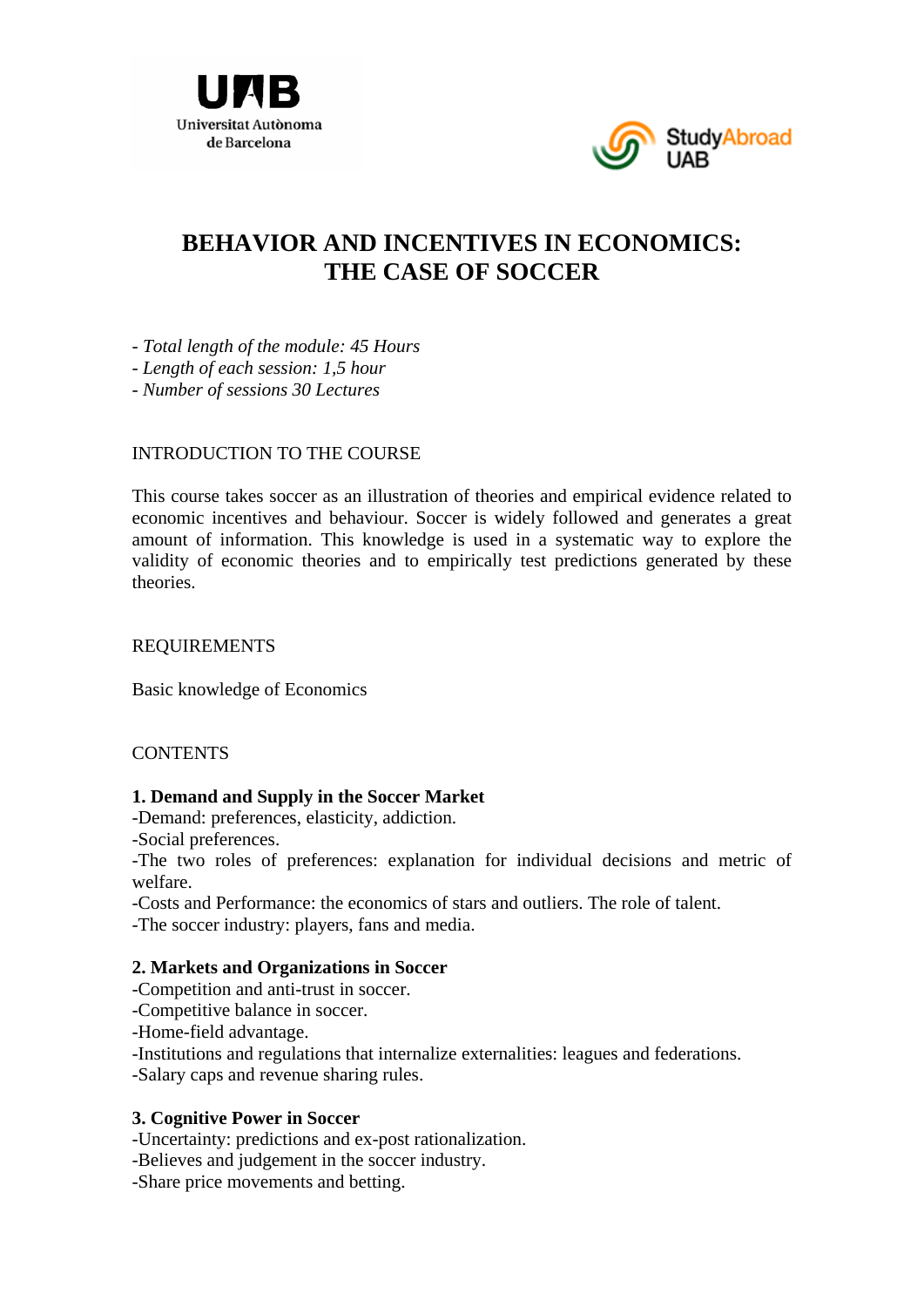# BEHAVIOR AND INCENTIVES IN ECONOMICS: THE CASE OF SOCCER

- *Total length of the module: 45 Hours*
- *Length of each session: 1,5 hour*
- *Number of sessions 30 Lectures*

## INTRODUCTION TO THE COURSE

This course takes soccer as an illustration of theories and empirical evidence related to economic incentives and behaviour. Soccer is widely followed and generates a great amount of information. This knowledge is used in a systematic way to explore the validity of economic theories and to empirically test predictions generated by these theories.

## REQUIREMENTS

Basic knowledge of Economics

## CONTENTS

### 1. Demand and Supply in the Soccer Market

- Demand: preferences, elasticity, addiction.
- Social preferences.
- The two roles of preferences: explanation for individual decisions and metric of welfare.
- Costs and Performance: the economics of stars and outliers. The role of talent.
- The soccer industry: players, fans and media.

### 2. Markets and Organizations in Soccer

- Competition and anti-trust in soccer.
- Competitive balance in soccer.
- Home-field advantage.
- Institutions and regulations that internalize externalities: leagues and federations.
- Salary caps and revenue sharing rules.

### 3. Cognitive Power in Soccer

- Uncertainty: predictions and ex-post rationalization.
- Believes and judgement in the soccer industry.
- Share price movements and betting.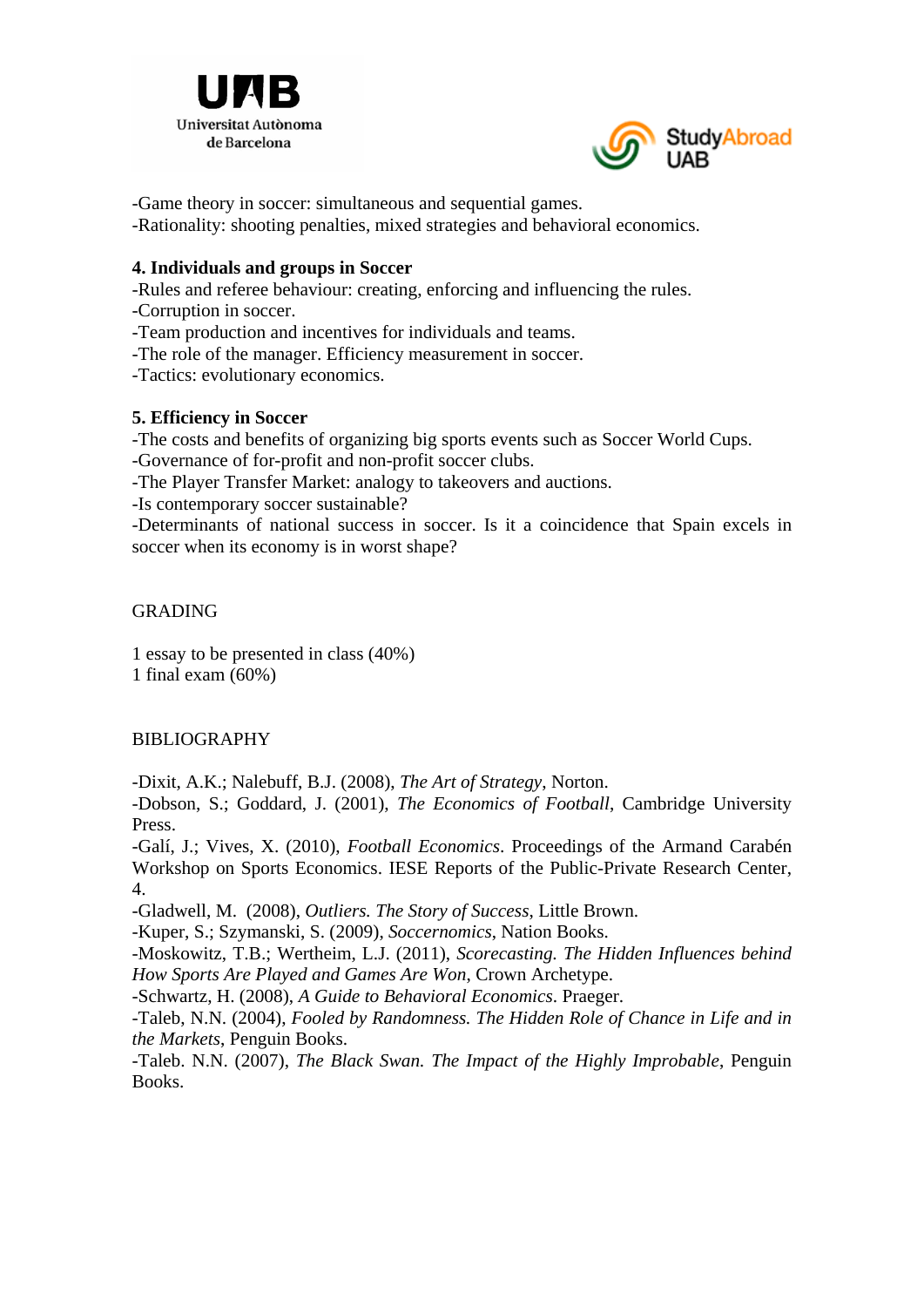-Game theory in soccer: simultaneous and sequential games.
-Rationality: shooting penalties, mixed strategies and behavioral economics.

**4. Individuals and groups in Soccer**
-Rules and referee behaviour: creating, enforcing and influencing the rules.
-Corruption in soccer.
-Team production and incentives for individuals and teams.
-The role of the manager. Efficiency measurement in soccer.
-Tactics: evolutionary economics.

**5. Efficiency in Soccer**
-The costs and benefits of organizing big sports events such as Soccer World Cups.
-Governance of for-profit and non-profit soccer clubs.
-The Player Transfer Market: analogy to takeovers and auctions.
-Is contemporary soccer sustainable?
-Determinants of national success in soccer. Is it a coincidence that Spain excels in soccer when its economy is in worst shape?

GRADING

1 essay to be presented in class (40%)
1 final exam (60%)

BIBLIOGRAPHY

-Dixit, A.K.; Nalebuff, B.J. (2008), *The Art of Strategy*, Norton.
-Dobson, S.; Goddard, J. (2001), *The Economics of Football*, Cambridge University Press.
-Galí, J.; Vives, X. (2010), *Football Economics*. Proceedings of the Armand Carabén Workshop on Sports Economics. IESE Reports of the Public-Private Research Center, 4.
-Gladwell, M. (2008), *Outliers. The Story of Success*, Little Brown.
-Kuper, S.; Szymanski, S. (2009), *Soccernomics*, Nation Books.
-Moskowitz, T.B.; Wertheim, L.J. (2011), *Scorecasting. The Hidden Influences behind How Sports Are Played and Games Are Won*, Crown Archetype.
-Schwartz, H. (2008), *A Guide to Behavioral Economics*. Praeger.
-Taleb, N.N. (2004), *Fooled by Randomness. The Hidden Role of Chance in Life and in the Markets*, Penguin Books.
-Taleb. N.N. (2007), *The Black Swan. The Impact of the Highly Improbable*, Penguin Books.